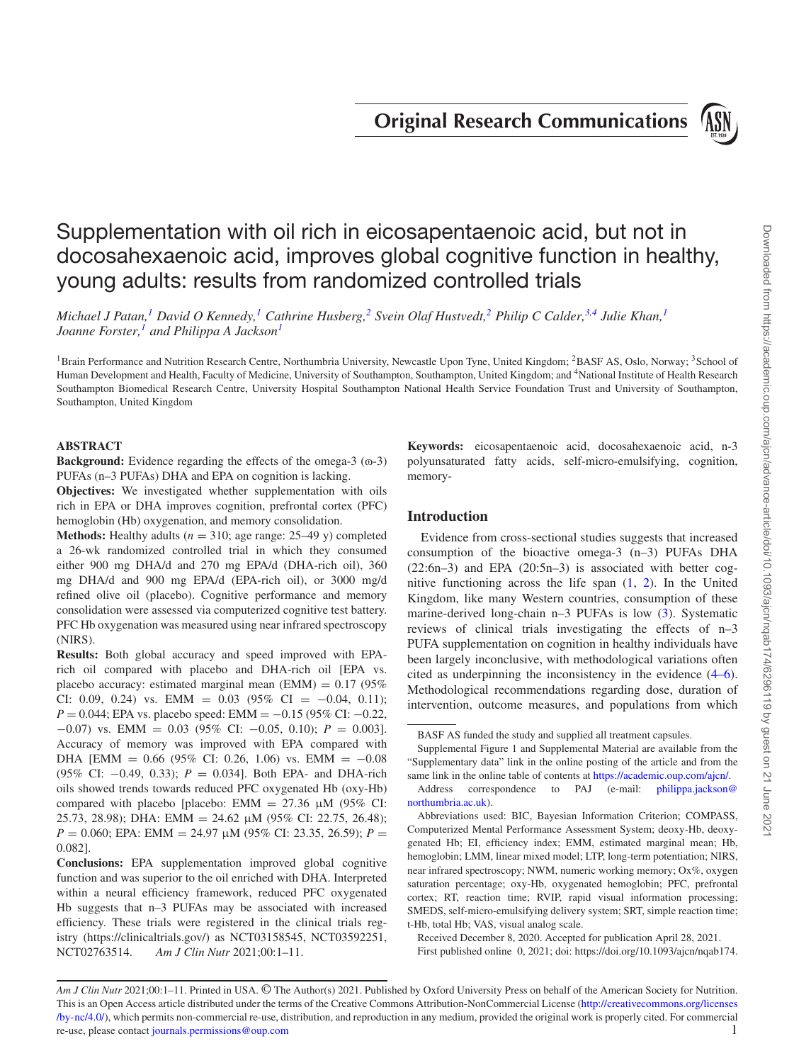Original Research Communications

# Supplementation with oil rich in eicosapentaenoic acid, but not in docosahexaenoic acid, improves global cognitive function in healthy, young adults: results from randomized controlled trials

*Michael J Patan,[1] David O Kennedy,[1] Cathrine Husberg,[2] Svein Olaf Hustvedt,[2] Philip C Calder,[3,4] Julie Khan,[1] Joanne Forster,[1] and Philippa A Jackson[1]*

[1]Brain Performance and Nutrition Research Centre, Northumbria University, Newcastle Upon Tyne, United Kingdom; [2]BASF AS, Oslo, Norway; [3]School of Human Development and Health, Faculty of Medicine, University of Southampton, Southampton, United Kingdom; and [4]National Institute of Health Research Southampton Biomedical Research Centre, University Hospital Southampton National Health Service Foundation Trust and University of Southampton, Southampton, United Kingdom

## ABSTRACT

**Background:** Evidence regarding the effects of the omega-3 (ω-3) PUFAs (n–3 PUFAs) DHA and EPA on cognition is lacking.

**Objectives:** We investigated whether supplementation with oils rich in EPA or DHA improves cognition, prefrontal cortex (PFC) hemoglobin (Hb) oxygenation, and memory consolidation.

**Methods:** Healthy adults ($n$ = 310; age range: 25–49 y) completed a 26-wk randomized controlled trial in which they consumed either 900 mg DHA/d and 270 mg EPA/d (DHA-rich oil), 360 mg DHA/d and 900 mg EPA/d (EPA-rich oil), or 3000 mg/d refined olive oil (placebo). Cognitive performance and memory consolidation were assessed via computerized cognitive test battery. PFC Hb oxygenation was measured using near infrared spectroscopy (NIRS).

**Results:** Both global accuracy and speed improved with EPA-rich oil compared with placebo and DHA-rich oil [EPA vs. placebo accuracy: estimated marginal mean (EMM) = 0.17 (95% CI: 0.09, 0.24) vs. EMM = 0.03 (95% CI = −0.04, 0.11); $P$ = 0.044; EPA vs. placebo speed: EMM = −0.15 (95% CI: −0.22, −0.07) vs. EMM = 0.03 (95% CI: −0.05, 0.10); $P$ = 0.003]. Accuracy of memory was improved with EPA compared with DHA [EMM = 0.66 (95% CI: 0.26, 1.06) vs. EMM = −0.08 (95% CI: −0.49, 0.33); $P$ = 0.034]. Both EPA- and DHA-rich oils showed trends towards reduced PFC oxygenated Hb (oxy-Hb) compared with placebo [placebo: EMM = 27.36 μM (95% CI: 25.73, 28.98); DHA: EMM = 24.62 μM (95% CI: 22.75, 26.48); $P$ = 0.060; EPA: EMM = 24.97 μM (95% CI: 23.35, 26.59); $P$ = 0.082].

**Conclusions:** EPA supplementation improved global cognitive function and was superior to the oil enriched with DHA. Interpreted within a neural efficiency framework, reduced PFC oxygenated Hb suggests that n–3 PUFAs may be associated with increased efficiency. These trials were registered in the clinical trials registry (https://clinicaltrials.gov/) as NCT03158545, NCT03592251, NCT02763514. *Am J Clin Nutr* 2021;00:1–11.

**Keywords:** eicosapentaenoic acid, docosahexaenoic acid, n-3 polyunsaturated fatty acids, self-micro-emulsifying, cognition, memory-

## Introduction

Evidence from cross-sectional studies suggests that increased consumption of the bioactive omega-3 (n–3) PUFAs DHA (22:6n–3) and EPA (20:5n–3) is associated with better cognitive functioning across the life span (1, 2). In the United Kingdom, like many Western countries, consumption of these marine-derived long-chain n–3 PUFAs is low (3). Systematic reviews of clinical trials investigating the effects of n–3 PUFA supplementation on cognition in healthy individuals have been largely inconclusive, with methodological variations often cited as underpinning the inconsistency in the evidence (4–6). Methodological recommendations regarding dose, duration of intervention, outcome measures, and populations from which

---

BASF AS funded the study and supplied all treatment capsules.

Supplemental Figure 1 and Supplemental Material are available from the "Supplementary data" link in the online posting of the article and from the same link in the online table of contents at https://academic.oup.com/ajcn/.

Address correspondence to PAJ (e-mail: philippa.jackson@northumbria.ac.uk).

Abbreviations used: BIC, Bayesian Information Criterion; COMPASS, Computerized Mental Performance Assessment System; deoxy-Hb, deoxygenated Hb; EI, efficiency index; EMM, estimated marginal mean; Hb, hemoglobin; LMM, linear mixed model; LTP, long-term potentiation; NIRS, near infrared spectroscopy; NWM, numeric working memory; Ox%, oxygen saturation percentage; oxy-Hb, oxygenated hemoglobin; PFC, prefrontal cortex; RT, reaction time; RVIP, rapid visual information processing; SMEDS, self-micro-emulsifying delivery system; SRT, simple reaction time; t-Hb, total Hb; VAS, visual analog scale.

Received December 8, 2020. Accepted for publication April 28, 2021.

First published online 0, 2021; doi: https://doi.org/10.1093/ajcn/nqab174.

*Am J Clin Nutr* 2021;00:1–11. Printed in USA. © The Author(s) 2021. Published by Oxford University Press on behalf of the American Society for Nutrition. This is an Open Access article distributed under the terms of the Creative Commons Attribution-NonCommercial License (http://creativecommons.org/licenses/by-nc/4.0/), which permits non-commercial re-use, distribution, and reproduction in any medium, provided the original work is properly cited. For commercial re-use, please contact journals.permissions@oup.com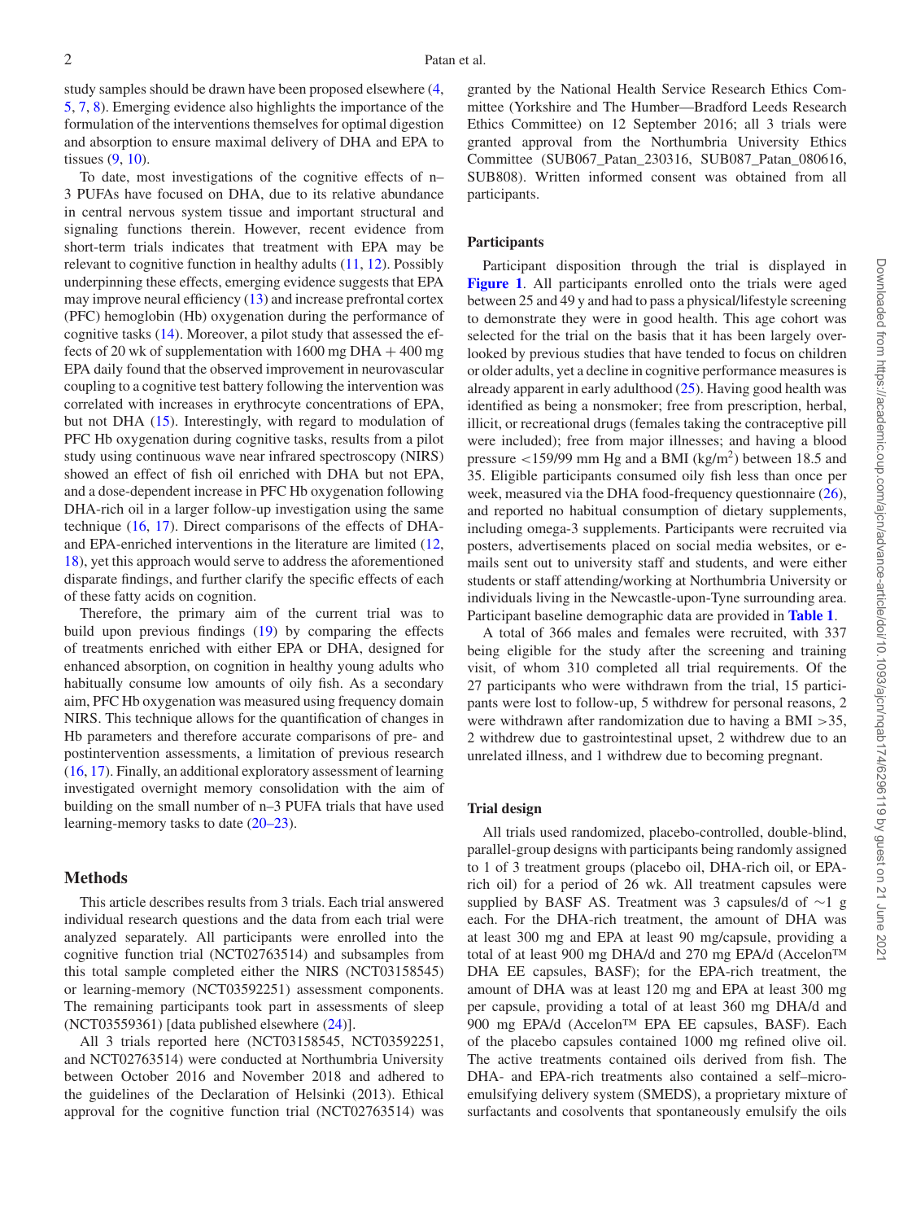study samples should be drawn have been proposed elsewhere (4, 5, 7, 8). Emerging evidence also highlights the importance of the formulation of the interventions themselves for optimal digestion and absorption to ensure maximal delivery of DHA and EPA to tissues (9, 10).

To date, most investigations of the cognitive effects of n–3 PUFAs have focused on DHA, due to its relative abundance in central nervous system tissue and important structural and signaling functions therein. However, recent evidence from short-term trials indicates that treatment with EPA may be relevant to cognitive function in healthy adults (11, 12). Possibly underpinning these effects, emerging evidence suggests that EPA may improve neural efficiency (13) and increase prefrontal cortex (PFC) hemoglobin (Hb) oxygenation during the performance of cognitive tasks (14). Moreover, a pilot study that assessed the effects of 20 wk of supplementation with 1600 mg DHA + 400 mg EPA daily found that the observed improvement in neurovascular coupling to a cognitive test battery following the intervention was correlated with increases in erythrocyte concentrations of EPA, but not DHA (15). Interestingly, with regard to modulation of PFC Hb oxygenation during cognitive tasks, results from a pilot study using continuous wave near infrared spectroscopy (NIRS) showed an effect of fish oil enriched with DHA but not EPA, and a dose-dependent increase in PFC Hb oxygenation following DHA-rich oil in a larger follow-up investigation using the same technique (16, 17). Direct comparisons of the effects of DHA- and EPA-enriched interventions in the literature are limited (12, 18), yet this approach would serve to address the aforementioned disparate findings, and further clarify the specific effects of each of these fatty acids on cognition.

Therefore, the primary aim of the current trial was to build upon previous findings (19) by comparing the effects of treatments enriched with either EPA or DHA, designed for enhanced absorption, on cognition in healthy young adults who habitually consume low amounts of oily fish. As a secondary aim, PFC Hb oxygenation was measured using frequency domain NIRS. This technique allows for the quantification of changes in Hb parameters and therefore accurate comparisons of pre- and postintervention assessments, a limitation of previous research (16, 17). Finally, an additional exploratory assessment of learning investigated overnight memory consolidation with the aim of building on the small number of n–3 PUFA trials that have used learning-memory tasks to date (20–23).

## Methods

This article describes results from 3 trials. Each trial answered individual research questions and the data from each trial were analyzed separately. All participants were enrolled into the cognitive function trial (NCT02763514) and subsamples from this total sample completed either the NIRS (NCT03158545) or learning-memory (NCT03592251) assessment components. The remaining participants took part in assessments of sleep (NCT03559361) [data published elsewhere (24)].

All 3 trials reported here (NCT03158545, NCT03592251, and NCT02763514) were conducted at Northumbria University between October 2016 and November 2018 and adhered to the guidelines of the Declaration of Helsinki (2013). Ethical approval for the cognitive function trial (NCT02763514) was granted by the National Health Service Research Ethics Committee (Yorkshire and The Humber—Bradford Leeds Research Ethics Committee) on 12 September 2016; all 3 trials were granted approval from the Northumbria University Ethics Committee (SUB067_Patan_230316, SUB087_Patan_080616, SUB808). Written informed consent was obtained from all participants.

### Participants

Participant disposition through the trial is displayed in **Figure 1**. All participants enrolled onto the trials were aged between 25 and 49 y and had to pass a physical/lifestyle screening to demonstrate they were in good health. This age cohort was selected for the trial on the basis that it has been largely overlooked by previous studies that have tended to focus on children or older adults, yet a decline in cognitive performance measures is already apparent in early adulthood (25). Having good health was identified as being a nonsmoker; free from prescription, herbal, illicit, or recreational drugs (females taking the contraceptive pill were included); free from major illnesses; and having a blood pressure <159/99 mm Hg and a BMI (kg/m$^2$) between 18.5 and 35. Eligible participants consumed oily fish less than once per week, measured via the DHA food-frequency questionnaire (26), and reported no habitual consumption of dietary supplements, including omega-3 supplements. Participants were recruited via posters, advertisements placed on social media websites, or e-mails sent out to university staff and students, and were either students or staff attending/working at Northumbria University or individuals living in the Newcastle-upon-Tyne surrounding area. Participant baseline demographic data are provided in **Table 1**.

A total of 366 males and females were recruited, with 337 being eligible for the study after the screening and training visit, of whom 310 completed all trial requirements. Of the 27 participants who were withdrawn from the trial, 15 participants were lost to follow-up, 5 withdrew for personal reasons, 2 were withdrawn after randomization due to having a BMI >35, 2 withdrew due to gastrointestinal upset, 2 withdrew due to an unrelated illness, and 1 withdrew due to becoming pregnant.

### Trial design

All trials used randomized, placebo-controlled, double-blind, parallel-group designs with participants being randomly assigned to 1 of 3 treatment groups (placebo oil, DHA-rich oil, or EPA-rich oil) for a period of 26 wk. All treatment capsules were supplied by BASF AS. Treatment was 3 capsules/d of ~1 g each. For the DHA-rich treatment, the amount of DHA was at least 300 mg and EPA at least 90 mg/capsule, providing a total of at least 900 mg DHA/d and 270 mg EPA/d (Accelon™ DHA EE capsules, BASF); for the EPA-rich treatment, the amount of DHA was at least 120 mg and EPA at least 300 mg per capsule, providing a total of at least 360 mg DHA/d and 900 mg EPA/d (Accelon™ EPA EE capsules, BASF). Each of the placebo capsules contained 1000 mg refined olive oil. The active treatments contained oils derived from fish. The DHA- and EPA-rich treatments also contained a self–micro-emulsifying delivery system (SMEDS), a proprietary mixture of surfactants and cosolvents that spontaneously emulsify the oils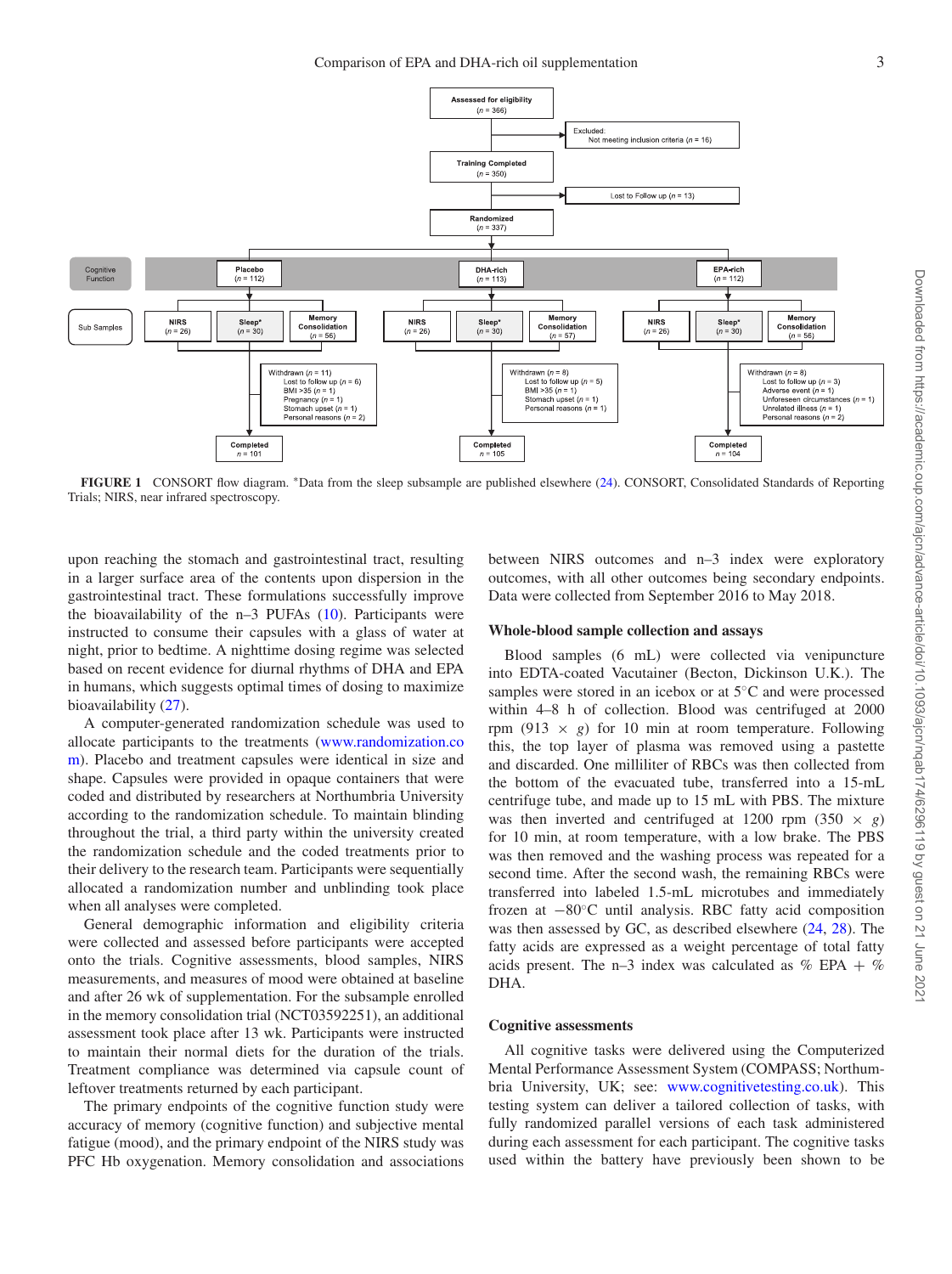**FIGURE 1** CONSORT flow diagram. *Data from the sleep subsample are published elsewhere (24). CONSORT, Consolidated Standards of Reporting Trials; NIRS, near infrared spectroscopy.

upon reaching the stomach and gastrointestinal tract, resulting in a larger surface area of the contents upon dispersion in the gastrointestinal tract. These formulations successfully improve the bioavailability of the n–3 PUFAs (10). Participants were instructed to consume their capsules with a glass of water at night, prior to bedtime. A nighttime dosing regime was selected based on recent evidence for diurnal rhythms of DHA and EPA in humans, which suggests optimal times of dosing to maximize bioavailability (27).

A computer-generated randomization schedule was used to allocate participants to the treatments (www.randomization.com). Placebo and treatment capsules were identical in size and shape. Capsules were provided in opaque containers that were coded and distributed by researchers at Northumbria University according to the randomization schedule. To maintain blinding throughout the trial, a third party within the university created the randomization schedule and the coded treatments prior to their delivery to the research team. Participants were sequentially allocated a randomization number and unblinding took place when all analyses were completed.

General demographic information and eligibility criteria were collected and assessed before participants were accepted onto the trials. Cognitive assessments, blood samples, NIRS measurements, and measures of mood were obtained at baseline and after 26 wk of supplementation. For the subsample enrolled in the memory consolidation trial (NCT03592251), an additional assessment took place after 13 wk. Participants were instructed to maintain their normal diets for the duration of the trials. Treatment compliance was determined via capsule count of leftover treatments returned by each participant.

The primary endpoints of the cognitive function study were accuracy of memory (cognitive function) and subjective mental fatigue (mood), and the primary endpoint of the NIRS study was PFC Hb oxygenation. Memory consolidation and associations between NIRS outcomes and n–3 index were exploratory outcomes, with all other outcomes being secondary endpoints. Data were collected from September 2016 to May 2018.

### Whole-blood sample collection and assays

Blood samples (6 mL) were collected via venipuncture into EDTA-coated Vacutainer (Becton, Dickinson U.K.). The samples were stored in an icebox or at 5°C and were processed within 4–8 h of collection. Blood was centrifuged at 2000 rpm (913 × *g*) for 10 min at room temperature. Following this, the top layer of plasma was removed using a pastette and discarded. One milliliter of RBCs was then collected from the bottom of the evacuated tube, transferred into a 15-mL centrifuge tube, and made up to 15 mL with PBS. The mixture was then inverted and centrifuged at 1200 rpm (350 × *g*) for 10 min, at room temperature, with a low brake. The PBS was then removed and the washing process was repeated for a second time. After the second wash, the remaining RBCs were transferred into labeled 1.5-mL microtubes and immediately frozen at −80°C until analysis. RBC fatty acid composition was then assessed by GC, as described elsewhere (24, 28). The fatty acids are expressed as a weight percentage of total fatty acids present. The n–3 index was calculated as % EPA + % DHA.

### Cognitive assessments

All cognitive tasks were delivered using the Computerized Mental Performance Assessment System (COMPASS; Northumbria University, UK; see: www.cognitivetesting.co.uk). This testing system can deliver a tailored collection of tasks, with fully randomized parallel versions of each task administered during each assessment for each participant. The cognitive tasks used within the battery have previously been shown to be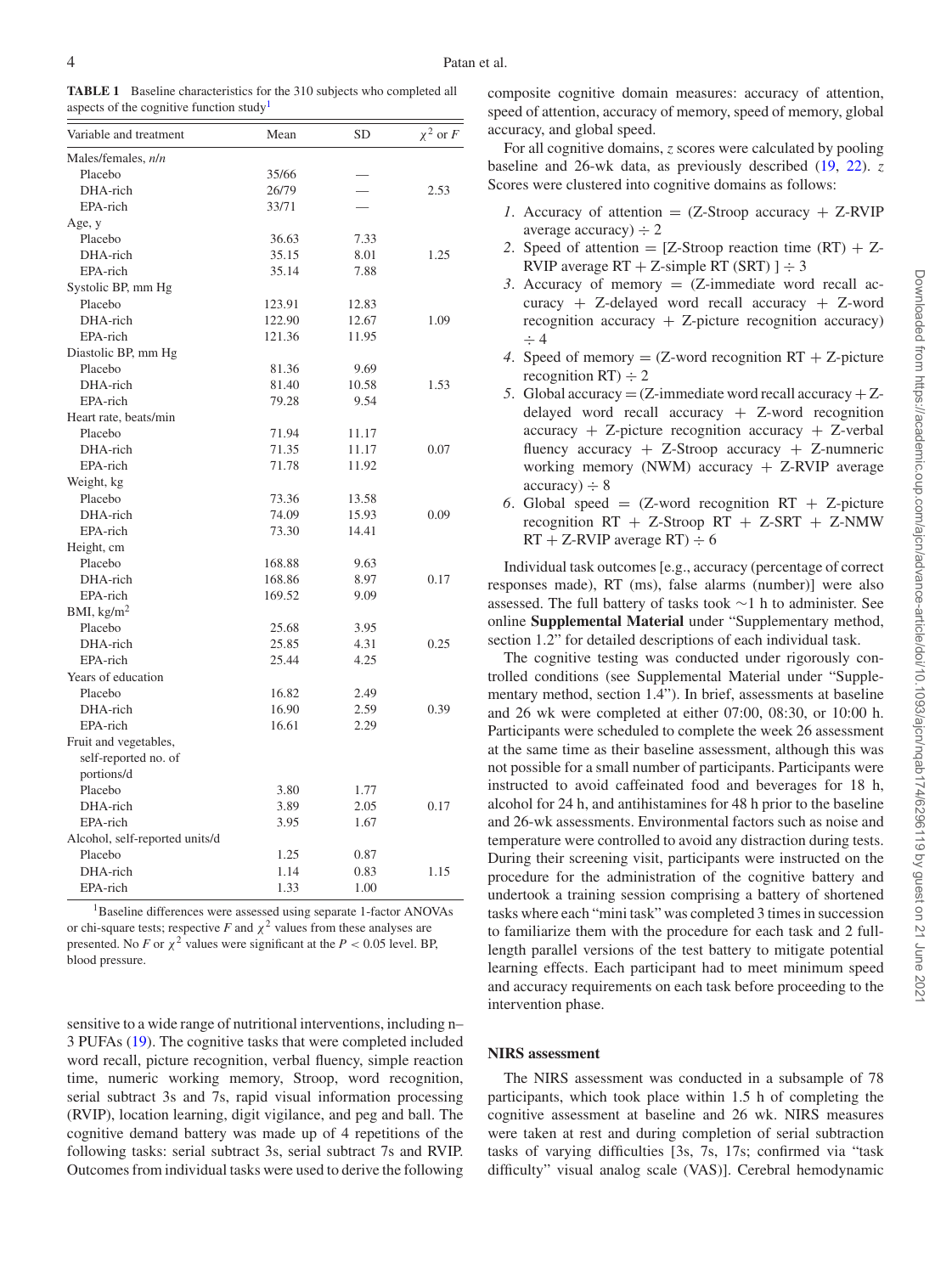**TABLE 1** Baseline characteristics for the 310 subjects who completed all aspects of the cognitive function study[1]

| Variable and treatment | Mean | SD | $\chi^2$ or $F$ |
|---|---|---|---|
| Males/females, *n*/*n* | | | |
| Placebo | 35/66 | — | |
| DHA-rich | 26/79 | — | 2.53 |
| EPA-rich | 33/71 | — | |
| Age, y | | | |
| Placebo | 36.63 | 7.33 | |
| DHA-rich | 35.15 | 8.01 | 1.25 |
| EPA-rich | 35.14 | 7.88 | |
| Systolic BP, mm Hg | | | |
| Placebo | 123.91 | 12.83 | |
| DHA-rich | 122.90 | 12.67 | 1.09 |
| EPA-rich | 121.36 | 11.95 | |
| Diastolic BP, mm Hg | | | |
| Placebo | 81.36 | 9.69 | |
| DHA-rich | 81.40 | 10.58 | 1.53 |
| EPA-rich | 79.28 | 9.54 | |
| Heart rate, beats/min | | | |
| Placebo | 71.94 | 11.17 | |
| DHA-rich | 71.35 | 11.17 | 0.07 |
| EPA-rich | 71.78 | 11.92 | |
| Weight, kg | | | |
| Placebo | 73.36 | 13.58 | |
| DHA-rich | 74.09 | 15.93 | 0.09 |
| EPA-rich | 73.30 | 14.41 | |
| Height, cm | | | |
| Placebo | 168.88 | 9.63 | |
| DHA-rich | 168.86 | 8.97 | 0.17 |
| EPA-rich | 169.52 | 9.09 | |
| BMI, kg/m$^2$ | | | |
| Placebo | 25.68 | 3.95 | |
| DHA-rich | 25.85 | 4.31 | 0.25 |
| EPA-rich | 25.44 | 4.25 | |
| Years of education | | | |
| Placebo | 16.82 | 2.49 | |
| DHA-rich | 16.90 | 2.59 | 0.39 |
| EPA-rich | 16.61 | 2.29 | |
| Fruit and vegetables, self-reported no. of portions/d | | | |
| Placebo | 3.80 | 1.77 | |
| DHA-rich | 3.89 | 2.05 | 0.17 |
| EPA-rich | 3.95 | 1.67 | |
| Alcohol, self-reported units/d | | | |
| Placebo | 1.25 | 0.87 | |
| DHA-rich | 1.14 | 0.83 | 1.15 |
| EPA-rich | 1.33 | 1.00 | |

[1]Baseline differences were assessed using separate 1-factor ANOVAs or chi-square tests; respective $F$ and $\chi^2$ values from these analyses are presented. No $F$ or $\chi^2$ values were significant at the $P < 0.05$ level. BP, blood pressure.

sensitive to a wide range of nutritional interventions, including n–3 PUFAs (19). The cognitive tasks that were completed included word recall, picture recognition, verbal fluency, simple reaction time, numeric working memory, Stroop, word recognition, serial subtract 3s and 7s, rapid visual information processing (RVIP), location learning, digit vigilance, and peg and ball. The cognitive demand battery was made up of 4 repetitions of the following tasks: serial subtract 3s, serial subtract 7s and RVIP. Outcomes from individual tasks were used to derive the following composite cognitive domain measures: accuracy of attention, speed of attention, accuracy of memory, speed of memory, global accuracy, and global speed.

For all cognitive domains, $z$ scores were calculated by pooling baseline and 26-wk data, as previously described (19, 22). $z$ Scores were clustered into cognitive domains as follows:

1. Accuracy of attention = (Z-Stroop accuracy + Z-RVIP average accuracy) ÷ 2
2. Speed of attention = [Z-Stroop reaction time (RT) + Z-RVIP average RT + Z-simple RT (SRT) ] ÷ 3
3. Accuracy of memory = (Z-immediate word recall accuracy + Z-delayed word recall accuracy + Z-word recognition accuracy + Z-picture recognition accuracy) ÷ 4
4. Speed of memory = (Z-word recognition RT + Z-picture recognition RT) ÷ 2
5. Global accuracy = (Z-immediate word recall accuracy + Z-delayed word recall accuracy + Z-word recognition accuracy + Z-picture recognition accuracy + Z-verbal fluency accuracy + Z-Stroop accuracy + Z-numneric working memory (NWM) accuracy + Z-RVIP average accuracy) ÷ 8
6. Global speed = (Z-word recognition RT + Z-picture recognition RT + Z-Stroop RT + Z-SRT + Z-NMW RT + Z-RVIP average RT) ÷ 6

Individual task outcomes [e.g., accuracy (percentage of correct responses made), RT (ms), false alarms (number)] were also assessed. The full battery of tasks took ∼1 h to administer. See online **Supplemental Material** under "Supplementary method, section 1.2" for detailed descriptions of each individual task.

The cognitive testing was conducted under rigorously controlled conditions (see Supplemental Material under "Supplementary method, section 1.4"). In brief, assessments at baseline and 26 wk were completed at either 07:00, 08:30, or 10:00 h. Participants were scheduled to complete the week 26 assessment at the same time as their baseline assessment, although this was not possible for a small number of participants. Participants were instructed to avoid caffeinated food and beverages for 18 h, alcohol for 24 h, and antihistamines for 48 h prior to the baseline and 26-wk assessments. Environmental factors such as noise and temperature were controlled to avoid any distraction during tests. During their screening visit, participants were instructed on the procedure for the administration of the cognitive battery and undertook a training session comprising a battery of shortened tasks where each "mini task" was completed 3 times in succession to familiarize them with the procedure for each task and 2 full-length parallel versions of the test battery to mitigate potential learning effects. Each participant had to meet minimum speed and accuracy requirements on each task before proceeding to the intervention phase.

### NIRS assessment

The NIRS assessment was conducted in a subsample of 78 participants, which took place within 1.5 h of completing the cognitive assessment at baseline and 26 wk. NIRS measures were taken at rest and during completion of serial subtraction tasks of varying difficulties [3s, 7s, 17s; confirmed via "task difficulty" visual analog scale (VAS)]. Cerebral hemodynamic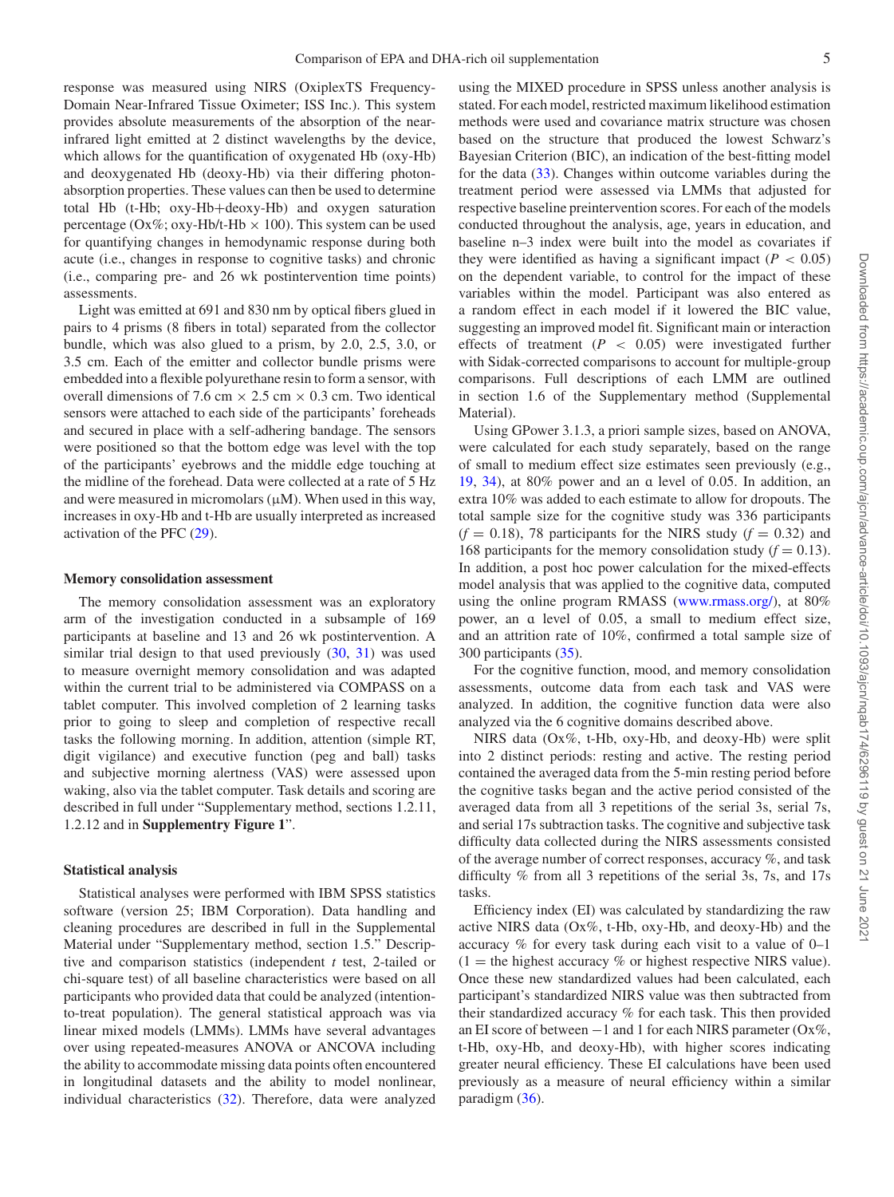response was measured using NIRS (OxiplexTS Frequency-Domain Near-Infrared Tissue Oximeter; ISS Inc.). This system provides absolute measurements of the absorption of the near-infrared light emitted at 2 distinct wavelengths by the device, which allows for the quantification of oxygenated Hb (oxy-Hb) and deoxygenated Hb (deoxy-Hb) via their differing photon-absorption properties. These values can then be used to determine total Hb (t-Hb; oxy-Hb+deoxy-Hb) and oxygen saturation percentage (Ox%; oxy-Hb/t-Hb × 100). This system can be used for quantifying changes in hemodynamic response during both acute (i.e., changes in response to cognitive tasks) and chronic (i.e., comparing pre- and 26 wk postintervention time points) assessments.

Light was emitted at 691 and 830 nm by optical fibers glued in pairs to 4 prisms (8 fibers in total) separated from the collector bundle, which was also glued to a prism, by 2.0, 2.5, 3.0, or 3.5 cm. Each of the emitter and collector bundle prisms were embedded into a flexible polyurethane resin to form a sensor, with overall dimensions of 7.6 cm × 2.5 cm × 0.3 cm. Two identical sensors were attached to each side of the participants' foreheads and secured in place with a self-adhering bandage. The sensors were positioned so that the bottom edge was level with the top of the participants' eyebrows and the middle edge touching at the midline of the forehead. Data were collected at a rate of 5 Hz and were measured in micromolars (μM). When used in this way, increases in oxy-Hb and t-Hb are usually interpreted as increased activation of the PFC (29).

### Memory consolidation assessment

The memory consolidation assessment was an exploratory arm of the investigation conducted in a subsample of 169 participants at baseline and 13 and 26 wk postintervention. A similar trial design to that used previously (30, 31) was used to measure overnight memory consolidation and was adapted within the current trial to be administered via COMPASS on a tablet computer. This involved completion of 2 learning tasks prior to going to sleep and completion of respective recall tasks the following morning. In addition, attention (simple RT, digit vigilance) and executive function (peg and ball) tasks and subjective morning alertness (VAS) were assessed upon waking, also via the tablet computer. Task details and scoring are described in full under "Supplementary method, sections 1.2.11, 1.2.12 and in **Supplementry Figure 1**".

### Statistical analysis

Statistical analyses were performed with IBM SPSS statistics software (version 25; IBM Corporation). Data handling and cleaning procedures are described in full in the Supplemental Material under "Supplementary method, section 1.5." Descriptive and comparison statistics (independent *t* test, 2-tailed or chi-square test) of all baseline characteristics were based on all participants who provided data that could be analyzed (intention-to-treat population). The general statistical approach was via linear mixed models (LMMs). LMMs have several advantages over using repeated-measures ANOVA or ANCOVA including the ability to accommodate missing data points often encountered in longitudinal datasets and the ability to model nonlinear, individual characteristics (32). Therefore, data were analyzed using the MIXED procedure in SPSS unless another analysis is stated. For each model, restricted maximum likelihood estimation methods were used and covariance matrix structure was chosen based on the structure that produced the lowest Schwarz's Bayesian Criterion (BIC), an indication of the best-fitting model for the data (33). Changes within outcome variables during the treatment period were assessed via LMMs that adjusted for respective baseline preintervention scores. For each of the models conducted throughout the analysis, age, years in education, and baseline n–3 index were built into the model as covariates if they were identified as having a significant impact ($P < 0.05$) on the dependent variable, to control for the impact of these variables within the model. Participant was also entered as a random effect in each model if it lowered the BIC value, suggesting an improved model fit. Significant main or interaction effects of treatment ($P < 0.05$) were investigated further with Sidak-corrected comparisons to account for multiple-group comparisons. Full descriptions of each LMM are outlined in section 1.6 of the Supplementary method (Supplemental Material).

Using GPower 3.1.3, a priori sample sizes, based on ANOVA, were calculated for each study separately, based on the range of small to medium effect size estimates seen previously (e.g., 19, 34), at 80% power and an α level of 0.05. In addition, an extra 10% was added to each estimate to allow for dropouts. The total sample size for the cognitive study was 336 participants ($f = 0.18$), 78 participants for the NIRS study ($f = 0.32$) and 168 participants for the memory consolidation study ($f = 0.13$). In addition, a post hoc power calculation for the mixed-effects model analysis that was applied to the cognitive data, computed using the online program RMASS (www.rmass.org/), at 80% power, an α level of 0.05, a small to medium effect size, and an attrition rate of 10%, confirmed a total sample size of 300 participants (35).

For the cognitive function, mood, and memory consolidation assessments, outcome data from each task and VAS were analyzed. In addition, the cognitive function data were also analyzed via the 6 cognitive domains described above.

NIRS data (Ox%, t-Hb, oxy-Hb, and deoxy-Hb) were split into 2 distinct periods: resting and active. The resting period contained the averaged data from the 5-min resting period before the cognitive tasks began and the active period consisted of the averaged data from all 3 repetitions of the serial 3s, serial 7s, and serial 17s subtraction tasks. The cognitive and subjective task difficulty data collected during the NIRS assessments consisted of the average number of correct responses, accuracy %, and task difficulty % from all 3 repetitions of the serial 3s, 7s, and 17s tasks.

Efficiency index (EI) was calculated by standardizing the raw active NIRS data (Ox%, t-Hb, oxy-Hb, and deoxy-Hb) and the accuracy % for every task during each visit to a value of 0–1 (1 = the highest accuracy % or highest respective NIRS value). Once these new standardized values had been calculated, each participant's standardized NIRS value was then subtracted from their standardized accuracy % for each task. This then provided an EI score of between −1 and 1 for each NIRS parameter (Ox%, t-Hb, oxy-Hb, and deoxy-Hb), with higher scores indicating greater neural efficiency. These EI calculations have been used previously as a measure of neural efficiency within a similar paradigm (36).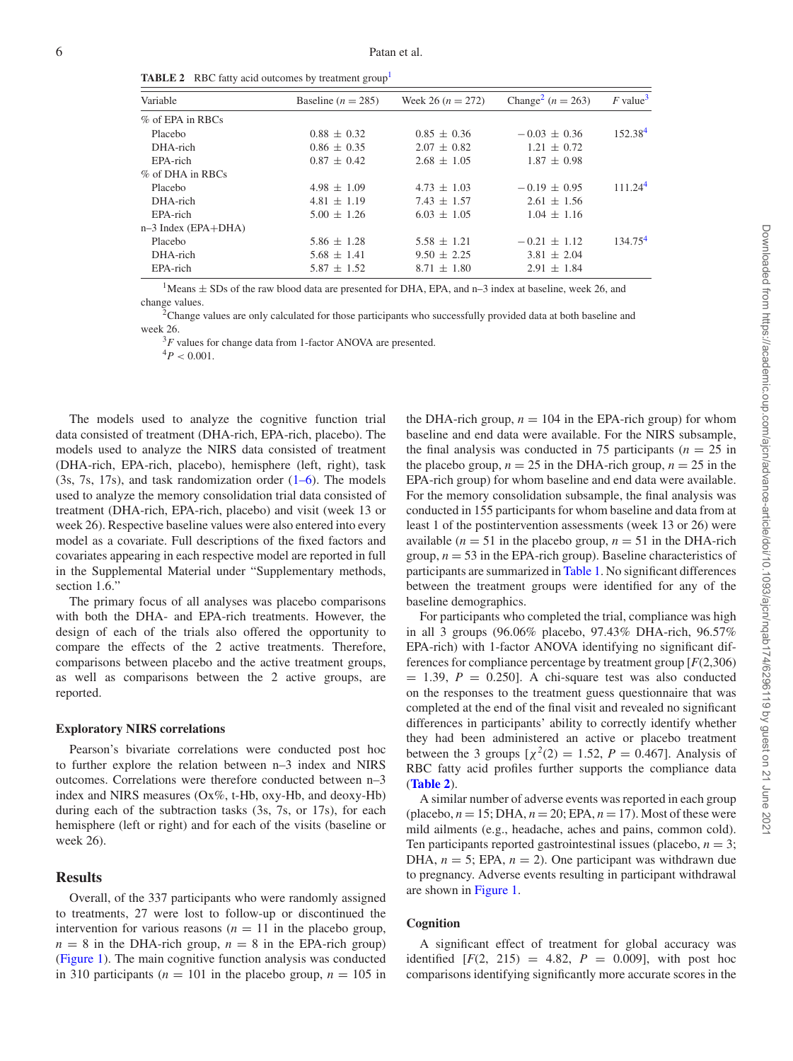**TABLE 2** RBC fatty acid outcomes by treatment group[1]

| Variable | Baseline ($n = 285$) | Week 26 ($n = 272$) | Change[2] ($n = 263$) | $F$ value[3] |
|---|---|---|---|---|
| % of EPA in RBCs | | | | |
| Placebo | 0.88 ± 0.32 | 0.85 ± 0.36 | −0.03 ± 0.36 | 152.38[4] |
| DHA-rich | 0.86 ± 0.35 | 2.07 ± 0.82 | 1.21 ± 0.72 | |
| EPA-rich | 0.87 ± 0.42 | 2.68 ± 1.05 | 1.87 ± 0.98 | |
| % of DHA in RBCs | | | | |
| Placebo | 4.98 ± 1.09 | 4.73 ± 1.03 | −0.19 ± 0.95 | 111.24[4] |
| DHA-rich | 4.81 ± 1.19 | 7.43 ± 1.57 | 2.61 ± 1.56 | |
| EPA-rich | 5.00 ± 1.26 | 6.03 ± 1.05 | 1.04 ± 1.16 | |
| n–3 Index (EPA+DHA) | | | | |
| Placebo | 5.86 ± 1.28 | 5.58 ± 1.21 | −0.21 ± 1.12 | 134.75[4] |
| DHA-rich | 5.68 ± 1.41 | 9.50 ± 2.25 | 3.81 ± 2.04 | |
| EPA-rich | 5.87 ± 1.52 | 8.71 ± 1.80 | 2.91 ± 1.84 | |

[1]Means ± SDs of the raw blood data are presented for DHA, EPA, and n–3 index at baseline, week 26, and change values.
[2]Change values are only calculated for those participants who successfully provided data at both baseline and week 26.
[3]$F$ values for change data from 1-factor ANOVA are presented.
[4]$P < 0.001$.

The models used to analyze the cognitive function trial data consisted of treatment (DHA-rich, EPA-rich, placebo). The models used to analyze the NIRS data consisted of treatment (DHA-rich, EPA-rich, placebo), hemisphere (left, right), task (3s, 7s, 17s), and task randomization order (1–6). The models used to analyze the memory consolidation trial data consisted of treatment (DHA-rich, EPA-rich, placebo) and visit (week 13 or week 26). Respective baseline values were also entered into every model as a covariate. Full descriptions of the fixed factors and covariates appearing in each respective model are reported in full in the Supplemental Material under "Supplementary methods, section 1.6."

The primary focus of all analyses was placebo comparisons with both the DHA- and EPA-rich treatments. However, the design of each of the trials also offered the opportunity to compare the effects of the 2 active treatments. Therefore, comparisons between placebo and the active treatment groups, as well as comparisons between the 2 active groups, are reported.

### Exploratory NIRS correlations

Pearson's bivariate correlations were conducted post hoc to further explore the relation between n–3 index and NIRS outcomes. Correlations were therefore conducted between n–3 index and NIRS measures (Ox%, t-Hb, oxy-Hb, and deoxy-Hb) during each of the subtraction tasks (3s, 7s, or 17s), for each hemisphere (left or right) and for each of the visits (baseline or week 26).

## Results

Overall, of the 337 participants who were randomly assigned to treatments, 27 were lost to follow-up or discontinued the intervention for various reasons ($n = 11$ in the placebo group, $n = 8$ in the DHA-rich group, $n = 8$ in the EPA-rich group) (Figure 1). The main cognitive function analysis was conducted in 310 participants ($n = 101$ in the placebo group, $n = 105$ in the DHA-rich group, $n = 104$ in the EPA-rich group) for whom baseline and end data were available. For the NIRS subsample, the final analysis was conducted in 75 participants ($n = 25$ in the placebo group, $n = 25$ in the DHA-rich group, $n = 25$ in the EPA-rich group) for whom baseline and end data were available. For the memory consolidation subsample, the final analysis was conducted in 155 participants for whom baseline and data from at least 1 of the postintervention assessments (week 13 or 26) were available ($n = 51$ in the placebo group, $n = 51$ in the DHA-rich group, $n = 53$ in the EPA-rich group). Baseline characteristics of participants are summarized in Table 1. No significant differences between the treatment groups were identified for any of the baseline demographics.

For participants who completed the trial, compliance was high in all 3 groups (96.06% placebo, 97.43% DHA-rich, 96.57% EPA-rich) with 1-factor ANOVA identifying no significant differences for compliance percentage by treatment group [$F(2,306) = 1.39$, $P = 0.250$]. A chi-square test was also conducted on the responses to the treatment guess questionnaire that was completed at the end of the final visit and revealed no significant differences in participants' ability to correctly identify whether they had been administered an active or placebo treatment between the 3 groups [$\chi^2(2) = 1.52$, $P = 0.467$]. Analysis of RBC fatty acid profiles further supports the compliance data (**Table 2**).

A similar number of adverse events was reported in each group (placebo, $n = 15$; DHA, $n = 20$; EPA, $n = 17$). Most of these were mild ailments (e.g., headache, aches and pains, common cold). Ten participants reported gastrointestinal issues (placebo, $n = 3$; DHA, $n = 5$; EPA, $n = 2$). One participant was withdrawn due to pregnancy. Adverse events resulting in participant withdrawal are shown in Figure 1.

### Cognition

A significant effect of treatment for global accuracy was identified [$F(2, 215) = 4.82$, $P = 0.009$], with post hoc comparisons identifying significantly more accurate scores in the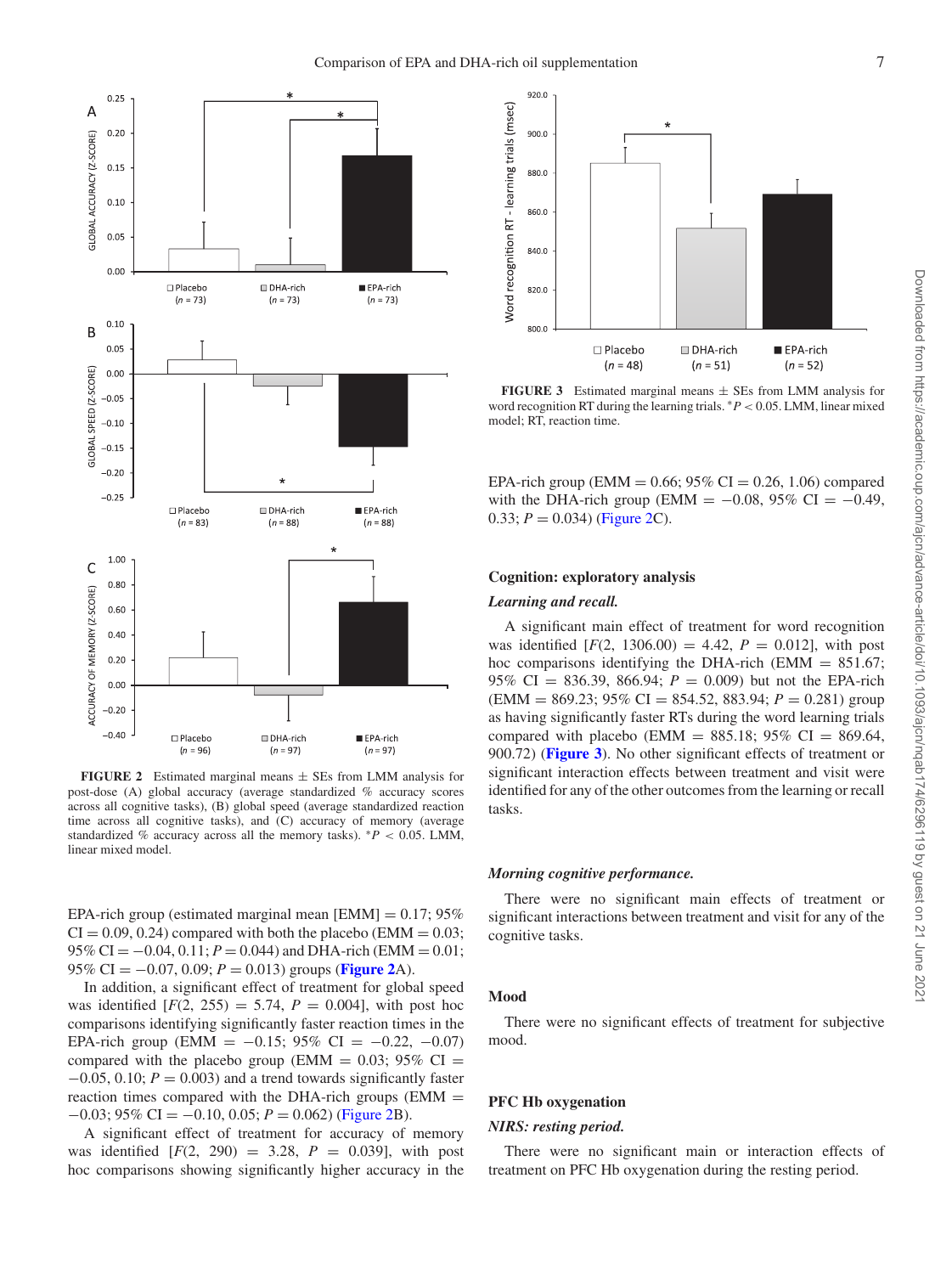FIGURE 2 Estimated marginal means ± SEs from LMM analysis for post-dose (A) global accuracy (average standardized % accuracy scores across all cognitive tasks), (B) global speed (average standardized reaction time across all cognitive tasks), and (C) accuracy of memory (average standardized % accuracy across all the memory tasks). $^*P < 0.05$. LMM, linear mixed model.

EPA-rich group (estimated marginal mean [EMM] = 0.17; 95% CI = 0.09, 0.24) compared with both the placebo (EMM = 0.03; 95% CI = −0.04, 0.11; $P = 0.044$) and DHA-rich (EMM = 0.01; 95% CI = −0.07, 0.09; $P = 0.013$) groups (**Figure 2**A).

In addition, a significant effect of treatment for global speed was identified [$F(2, 255) = 5.74$, $P = 0.004$], with post hoc comparisons identifying significantly faster reaction times in the EPA-rich group (EMM = −0.15; 95% CI = −0.22, −0.07) compared with the placebo group (EMM = 0.03; 95% CI = −0.05, 0.10; $P = 0.003$) and a trend towards significantly faster reaction times compared with the DHA-rich groups (EMM = −0.03; 95% CI = −0.10, 0.05; $P = 0.062$) (Figure 2B).

A significant effect of treatment for accuracy of memory was identified [$F(2, 290) = 3.28$, $P = 0.039$], with post hoc comparisons showing significantly higher accuracy in the EPA-rich group (EMM = 0.66; 95% CI = 0.26, 1.06) compared with the DHA-rich group (EMM = −0.08, 95% CI = −0.49, 0.33; $P = 0.034$) (Figure 2C).

FIGURE 3 Estimated marginal means ± SEs from LMM analysis for word recognition RT during the learning trials. $^*P < 0.05$. LMM, linear mixed model; RT, reaction time.

### Cognition: exploratory analysis

#### *Learning and recall.*

A significant main effect of treatment for word recognition was identified [$F(2, 1306.00) = 4.42$, $P = 0.012$], with post hoc comparisons identifying the DHA-rich (EMM = 851.67; 95% CI = 836.39, 866.94; $P = 0.009$) but not the EPA-rich (EMM = 869.23; 95% CI = 854.52, 883.94; $P = 0.281$) group as having significantly faster RTs during the word learning trials compared with placebo (EMM = 885.18; 95% CI = 869.64, 900.72) (**Figure 3**). No other significant effects of treatment or significant interaction effects between treatment and visit were identified for any of the other outcomes from the learning or recall tasks.

#### *Morning cognitive performance.*

There were no significant main effects of treatment or significant interactions between treatment and visit for any of the cognitive tasks.

### Mood

There were no significant effects of treatment for subjective mood.

### PFC Hb oxygenation

#### *NIRS: resting period.*

There were no significant main or interaction effects of treatment on PFC Hb oxygenation during the resting period.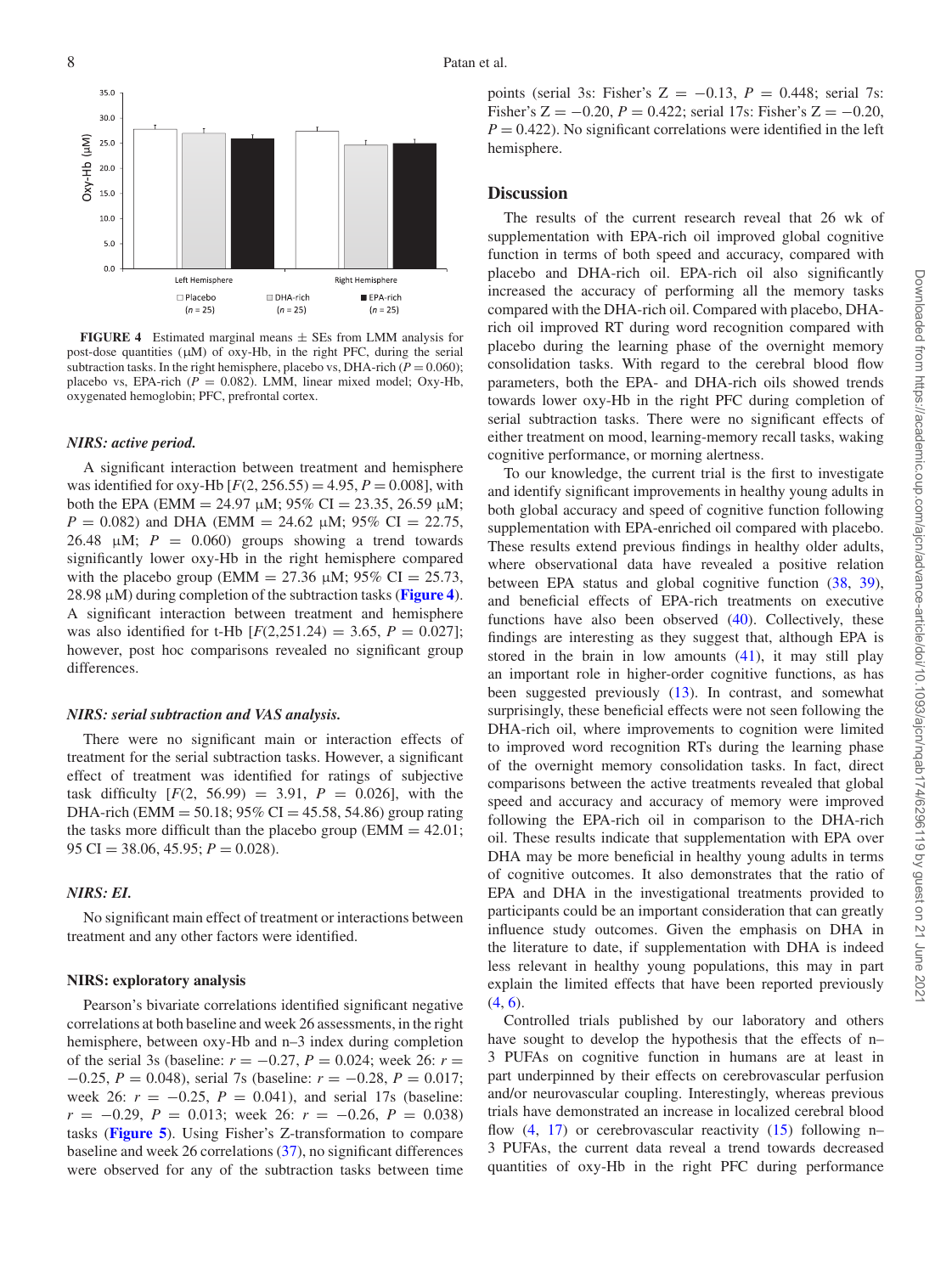FIGURE 4 Estimated marginal means ± SEs from LMM analysis for post-dose quantities (μM) of oxy-Hb, in the right PFC, during the serial subtraction tasks. In the right hemisphere, placebo vs, DHA-rich ($P = 0.060$); placebo vs, EPA-rich ($P = 0.082$). LMM, linear mixed model; Oxy-Hb, oxygenated hemoglobin; PFC, prefrontal cortex.

### *NIRS: active period.*

A significant interaction between treatment and hemisphere was identified for oxy-Hb [$F(2, 256.55) = 4.95$, $P = 0.008$], with both the EPA (EMM = 24.97 μM; 95% CI = 23.35, 26.59 μM; $P = 0.082$) and DHA (EMM = 24.62 μM; 95% CI = 22.75, 26.48 μM; $P = 0.060$) groups showing a trend towards significantly lower oxy-Hb in the right hemisphere compared with the placebo group (EMM = 27.36 μM; 95% CI = 25.73, 28.98 μM) during completion of the subtraction tasks (**Figure 4**). A significant interaction between treatment and hemisphere was also identified for t-Hb [$F(2,251.24) = 3.65$, $P = 0.027$]; however, post hoc comparisons revealed no significant group differences.

### *NIRS: serial subtraction and VAS analysis.*

There were no significant main or interaction effects of treatment for the serial subtraction tasks. However, a significant effect of treatment was identified for ratings of subjective task difficulty [$F(2, 56.99) = 3.91$, $P = 0.026$], with the DHA-rich (EMM = 50.18; 95% CI = 45.58, 54.86) group rating the tasks more difficult than the placebo group (EMM = 42.01; 95 CI = 38.06, 45.95; $P = 0.028$).

### *NIRS: EI.*

No significant main effect of treatment or interactions between treatment and any other factors were identified.

### NIRS: exploratory analysis

Pearson's bivariate correlations identified significant negative correlations at both baseline and week 26 assessments, in the right hemisphere, between oxy-Hb and n–3 index during completion of the serial 3s (baseline: $r = -0.27$, $P = 0.024$; week 26: $r = -0.25$, $P = 0.048$), serial 7s (baseline: $r = -0.28$, $P = 0.017$; week 26: $r = -0.25$, $P = 0.041$), and serial 17s (baseline: $r = -0.29$, $P = 0.013$; week 26: $r = -0.26$, $P = 0.038$) tasks (**Figure 5**). Using Fisher's Z-transformation to compare baseline and week 26 correlations (37), no significant differences were observed for any of the subtraction tasks between time points (serial 3s: Fisher's Z = −0.13, $P = 0.448$; serial 7s: Fisher's Z = −0.20, $P = 0.422$; serial 17s: Fisher's Z = −0.20, $P = 0.422$). No significant correlations were identified in the left hemisphere.

## Discussion

The results of the current research reveal that 26 wk of supplementation with EPA-rich oil improved global cognitive function in terms of both speed and accuracy, compared with placebo and DHA-rich oil. EPA-rich oil also significantly increased the accuracy of performing all the memory tasks compared with the DHA-rich oil. Compared with placebo, DHA-rich oil improved RT during word recognition compared with placebo during the learning phase of the overnight memory consolidation tasks. With regard to the cerebral blood flow parameters, both the EPA- and DHA-rich oils showed trends towards lower oxy-Hb in the right PFC during completion of serial subtraction tasks. There were no significant effects of either treatment on mood, learning-memory recall tasks, waking cognitive performance, or morning alertness.

To our knowledge, the current trial is the first to investigate and identify significant improvements in healthy young adults in both global accuracy and speed of cognitive function following supplementation with EPA-enriched oil compared with placebo. These results extend previous findings in healthy older adults, where observational data have revealed a positive relation between EPA status and global cognitive function (38, 39), and beneficial effects of EPA-rich treatments on executive functions have also been observed (40). Collectively, these findings are interesting as they suggest that, although EPA is stored in the brain in low amounts (41), it may still play an important role in higher-order cognitive functions, as has been suggested previously (13). In contrast, and somewhat surprisingly, these beneficial effects were not seen following the DHA-rich oil, where improvements to cognition were limited to improved word recognition RTs during the learning phase of the overnight memory consolidation tasks. In fact, direct comparisons between the active treatments revealed that global speed and accuracy and accuracy of memory were improved following the EPA-rich oil in comparison to the DHA-rich oil. These results indicate that supplementation with EPA over DHA may be more beneficial in healthy young adults in terms of cognitive outcomes. It also demonstrates that the ratio of EPA and DHA in the investigational treatments provided to participants could be an important consideration that can greatly influence study outcomes. Given the emphasis on DHA in the literature to date, if supplementation with DHA is indeed less relevant in healthy young populations, this may in part explain the limited effects that have been reported previously (4, 6).

Controlled trials published by our laboratory and others have sought to develop the hypothesis that the effects of n–3 PUFAs on cognitive function in humans are at least in part underpinned by their effects on cerebrovascular perfusion and/or neurovascular coupling. Interestingly, whereas previous trials have demonstrated an increase in localized cerebral blood flow (4, 17) or cerebrovascular reactivity (15) following n–3 PUFAs, the current data reveal a trend towards decreased quantities of oxy-Hb in the right PFC during performance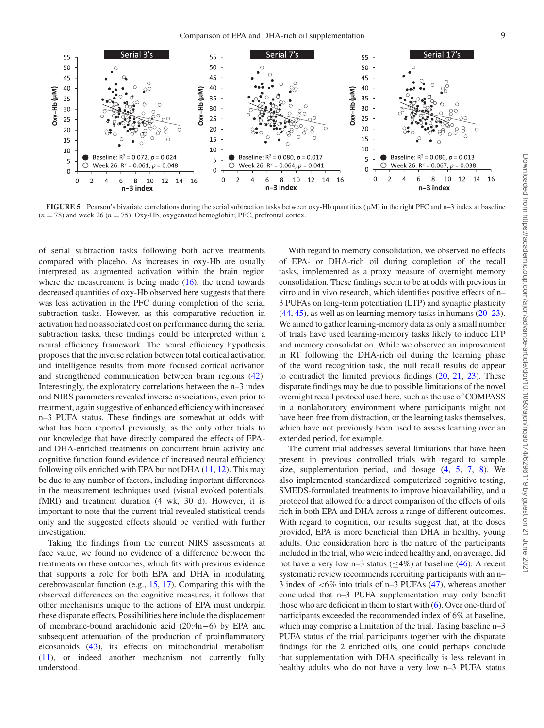FIGURE 5 Pearson's bivariate correlations during the serial subtraction tasks between oxy-Hb quantities (μM) in the right PFC and n–3 index at baseline ($n = 78$) and week 26 ($n = 75$). Oxy-Hb, oxygenated hemoglobin; PFC, prefrontal cortex.

of serial subtraction tasks following both active treatments compared with placebo. As increases in oxy-Hb are usually interpreted as augmented activation within the brain region where the measurement is being made (16), the trend towards decreased quantities of oxy-Hb observed here suggests that there was less activation in the PFC during completion of the serial subtraction tasks. However, as this comparative reduction in activation had no associated cost on performance during the serial subtraction tasks, these findings could be interpreted within a neural efficiency framework. The neural efficiency hypothesis proposes that the inverse relation between total cortical activation and intelligence results from more focused cortical activation and strengthened communication between brain regions (42). Interestingly, the exploratory correlations between the n–3 index and NIRS parameters revealed inverse associations, even prior to treatment, again suggestive of enhanced efficiency with increased n–3 PUFA status. These findings are somewhat at odds with what has been reported previously, as the only other trials to our knowledge that have directly compared the effects of EPA- and DHA-enriched treatments on concurrent brain activity and cognitive function found evidence of increased neural efficiency following oils enriched with EPA but not DHA (11, 12). This may be due to any number of factors, including important differences in the measurement techniques used (visual evoked potentials, fMRI) and treatment duration (4 wk, 30 d). However, it is important to note that the current trial revealed statistical trends only and the suggested effects should be verified with further investigation.

Taking the findings from the current NIRS assessments at face value, we found no evidence of a difference between the treatments on these outcomes, which fits with previous evidence that supports a role for both EPA and DHA in modulating cerebrovascular function (e.g., 15, 17). Comparing this with the observed differences on the cognitive measures, it follows that other mechanisms unique to the actions of EPA must underpin these disparate effects. Possibilities here include the displacement of membrane-bound arachidonic acid (20:4n−6) by EPA and subsequent attenuation of the production of proinflammatory eicosanoids (43), its effects on mitochondrial metabolism (11), or indeed another mechanism not currently fully understood.

With regard to memory consolidation, we observed no effects of EPA- or DHA-rich oil during completion of the recall tasks, implemented as a proxy measure of overnight memory consolidation. These findings seem to be at odds with previous in vitro and in vivo research, which identifies positive effects of n–3 PUFAs on long-term potentiation (LTP) and synaptic plasticity (44, 45), as well as on learning memory tasks in humans (20–23). We aimed to gather learning-memory data as only a small number of trials have used learning-memory tasks likely to induce LTP and memory consolidation. While we observed an improvement in RT following the DHA-rich oil during the learning phase of the word recognition task, the null recall results do appear to contradict the limited previous findings (20, 21, 23). These disparate findings may be due to possible limitations of the novel overnight recall protocol used here, such as the use of COMPASS in a nonlaboratory environment where participants might not have been free from distraction, or the learning tasks themselves, which have not previously been used to assess learning over an extended period, for example.

The current trial addresses several limitations that have been present in previous controlled trials with regard to sample size, supplementation period, and dosage (4, 5, 7, 8). We also implemented standardized computerized cognitive testing, SMEDS-formulated treatments to improve bioavailability, and a protocol that allowed for a direct comparison of the effects of oils rich in both EPA and DHA across a range of different outcomes. With regard to cognition, our results suggest that, at the doses provided, EPA is more beneficial than DHA in healthy, young adults. One consideration here is the nature of the participants included in the trial, who were indeed healthy and, on average, did not have a very low n–3 status (≤4%) at baseline (46). A recent systematic review recommends recruiting participants with an n–3 index of <6% into trials of n–3 PUFAs (47), whereas another concluded that n–3 PUFA supplementation may only benefit those who are deficient in them to start with (6). Over one-third of participants exceeded the recommended index of 6% at baseline, which may comprise a limitation of the trial. Taking baseline n–3 PUFA status of the trial participants together with the disparate findings for the 2 enriched oils, one could perhaps conclude that supplementation with DHA specifically is less relevant in healthy adults who do not have a very low n–3 PUFA status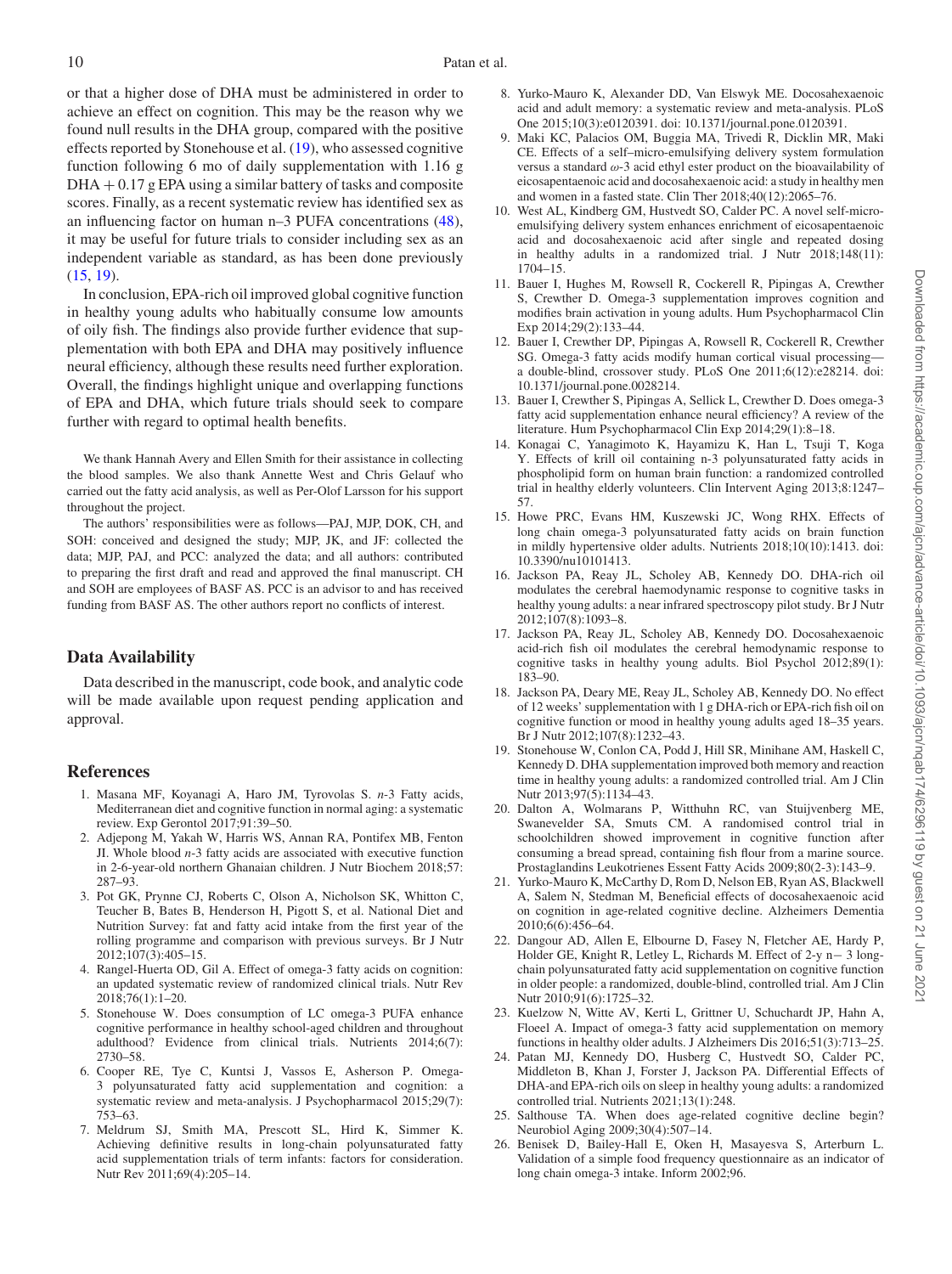or that a higher dose of DHA must be administered in order to achieve an effect on cognition. This may be the reason why we found null results in the DHA group, compared with the positive effects reported by Stonehouse et al. (19), who assessed cognitive function following 6 mo of daily supplementation with 1.16 g DHA + 0.17 g EPA using a similar battery of tasks and composite scores. Finally, as a recent systematic review has identified sex as an influencing factor on human n–3 PUFA concentrations (48), it may be useful for future trials to consider including sex as an independent variable as standard, as has been done previously (15, 19).

In conclusion, EPA-rich oil improved global cognitive function in healthy young adults who habitually consume low amounts of oily fish. The findings also provide further evidence that supplementation with both EPA and DHA may positively influence neural efficiency, although these results need further exploration. Overall, the findings highlight unique and overlapping functions of EPA and DHA, which future trials should seek to compare further with regard to optimal health benefits.

We thank Hannah Avery and Ellen Smith for their assistance in collecting the blood samples. We also thank Annette West and Chris Gelauf who carried out the fatty acid analysis, as well as Per-Olof Larsson for his support throughout the project.

The authors' responsibilities were as follows—PAJ, MJP, DOK, CH, and SOH: conceived and designed the study; MJP, JK, and JF: collected the data; MJP, PAJ, and PCC: analyzed the data; and all authors: contributed to preparing the first draft and read and approved the final manuscript. CH and SOH are employees of BASF AS. PCC is an advisor to and has received funding from BASF AS. The other authors report no conflicts of interest.

## Data Availability

Data described in the manuscript, code book, and analytic code will be made available upon request pending application and approval.

## References

1. Masana MF, Koyanagi A, Haro JM, Tyrovolas S. *n*-3 Fatty acids, Mediterranean diet and cognitive function in normal aging: a systematic review. Exp Gerontol 2017;91:39–50.
2. Adjepong M, Yakah W, Harris WS, Annan RA, Pontifex MB, Fenton JI. Whole blood *n*-3 fatty acids are associated with executive function in 2-6-year-old northern Ghanaian children. J Nutr Biochem 2018;57: 287–93.
3. Pot GK, Prynne CJ, Roberts C, Olson A, Nicholson SK, Whitton C, Teucher B, Bates B, Henderson H, Pigott S, et al. National Diet and Nutrition Survey: fat and fatty acid intake from the first year of the rolling programme and comparison with previous surveys. Br J Nutr 2012;107(3):405–15.
4. Rangel-Huerta OD, Gil A. Effect of omega-3 fatty acids on cognition: an updated systematic review of randomized clinical trials. Nutr Rev 2018;76(1):1–20.
5. Stonehouse W. Does consumption of LC omega-3 PUFA enhance cognitive performance in healthy school-aged children and throughout adulthood? Evidence from clinical trials. Nutrients 2014;6(7): 2730–58.
6. Cooper RE, Tye C, Kuntsi J, Vassos E, Asherson P. Omega-3 polyunsaturated fatty acid supplementation and cognition: a systematic review and meta-analysis. J Psychopharmacol 2015;29(7): 753–63.
7. Meldrum SJ, Smith MA, Prescott SL, Hird K, Simmer K. Achieving definitive results in long-chain polyunsaturated fatty acid supplementation trials of term infants: factors for consideration. Nutr Rev 2011;69(4):205–14.
8. Yurko-Mauro K, Alexander DD, Van Elswyk ME. Docosahexaenoic acid and adult memory: a systematic review and meta-analysis. PLoS One 2015;10(3):e0120391. doi: 10.1371/journal.pone.0120391.
9. Maki KC, Palacios OM, Buggia MA, Trivedi R, Dicklin MR, Maki CE. Effects of a self–micro-emulsifying delivery system formulation versus a standard $\omega$-3 acid ethyl ester product on the bioavailability of eicosapentaenoic acid and docosahexaenoic acid: a study in healthy men and women in a fasted state. Clin Ther 2018;40(12):2065–76.
10. West AL, Kindberg GM, Hustvedt SO, Calder PC. A novel self-micro-emulsifying delivery system enhances enrichment of eicosapentaenoic acid and docosahexaenoic acid after single and repeated dosing in healthy adults in a randomized trial. J Nutr 2018;148(11): 1704–15.
11. Bauer I, Hughes M, Rowsell R, Cockerell R, Pipingas A, Crewther S, Crewther D. Omega-3 supplementation improves cognition and modifies brain activation in young adults. Hum Psychopharmacol Clin Exp 2014;29(2):133–44.
12. Bauer I, Crewther DP, Pipingas A, Rowsell R, Cockerell R, Crewther SG. Omega-3 fatty acids modify human cortical visual processing—a double-blind, crossover study. PLoS One 2011;6(12):e28214. doi: 10.1371/journal.pone.0028214.
13. Bauer I, Crewther S, Pipingas A, Sellick L, Crewther D. Does omega-3 fatty acid supplementation enhance neural efficiency? A review of the literature. Hum Psychopharmacol Clin Exp 2014;29(1):8–18.
14. Konagai C, Yanagimoto K, Hayamizu K, Han L, Tsuji T, Koga Y. Effects of krill oil containing n-3 polyunsaturated fatty acids in phospholipid form on human brain function: a randomized controlled trial in healthy elderly volunteers. Clin Intervent Aging 2013;8:1247–57.
15. Howe PRC, Evans HM, Kuszewski JC, Wong RHX. Effects of long chain omega-3 polyunsaturated fatty acids on brain function in mildly hypertensive older adults. Nutrients 2018;10(10):1413. doi: 10.3390/nu10101413.
16. Jackson PA, Reay JL, Scholey AB, Kennedy DO. DHA-rich oil modulates the cerebral haemodynamic response to cognitive tasks in healthy young adults: a near infrared spectroscopy pilot study. Br J Nutr 2012;107(8):1093–8.
17. Jackson PA, Reay JL, Scholey AB, Kennedy DO. Docosahexaenoic acid-rich fish oil modulates the cerebral hemodynamic response to cognitive tasks in healthy young adults. Biol Psychol 2012;89(1): 183–90.
18. Jackson PA, Deary ME, Reay JL, Scholey AB, Kennedy DO. No effect of 12 weeks' supplementation with 1 g DHA-rich or EPA-rich fish oil on cognitive function or mood in healthy young adults aged 18–35 years. Br J Nutr 2012;107(8):1232–43.
19. Stonehouse W, Conlon CA, Podd J, Hill SR, Minihane AM, Haskell C, Kennedy D. DHA supplementation improved both memory and reaction time in healthy young adults: a randomized controlled trial. Am J Clin Nutr 2013;97(5):1134–43.
20. Dalton A, Wolmarans P, Witthuhn RC, van Stuijvenberg ME, Swanevelder SA, Smuts CM. A randomised control trial in schoolchildren showed improvement in cognitive function after consuming a bread spread, containing fish flour from a marine source. Prostaglandins Leukotrienes Essent Fatty Acids 2009;80(2-3):143–9.
21. Yurko-Mauro K, McCarthy D, Rom D, Nelson EB, Ryan AS, Blackwell A, Salem N, Stedman M, Beneficial effects of docosahexaenoic acid on cognition in age-related cognitive decline. Alzheimers Dementia 2010;6(6):456–64.
22. Dangour AD, Allen E, Elbourne D, Fasey N, Fletcher AE, Hardy P, Holder GE, Knight R, Letley L, Richards M. Effect of 2-y n− 3 long-chain polyunsaturated fatty acid supplementation on cognitive function in older people: a randomized, double-blind, controlled trial. Am J Clin Nutr 2010;91(6):1725–32.
23. Kuelzow N, Witte AV, Kerti L, Grittner U, Schuchardt JP, Hahn A, Floeel A. Impact of omega-3 fatty acid supplementation on memory functions in healthy older adults. J Alzheimers Dis 2016;51(3):713–25.
24. Patan MJ, Kennedy DO, Husberg C, Hustvedt SO, Calder PC, Middleton B, Khan J, Forster J, Jackson PA. Differential Effects of DHA-and EPA-rich oils on sleep in healthy young adults: a randomized controlled trial. Nutrients 2021;13(1):248.
25. Salthouse TA. When does age-related cognitive decline begin? Neurobiol Aging 2009;30(4):507–14.
26. Benisek D, Bailey-Hall E, Oken H, Masayesva S, Arterburn L. Validation of a simple food frequency questionnaire as an indicator of long chain omega-3 intake. Inform 2002;96.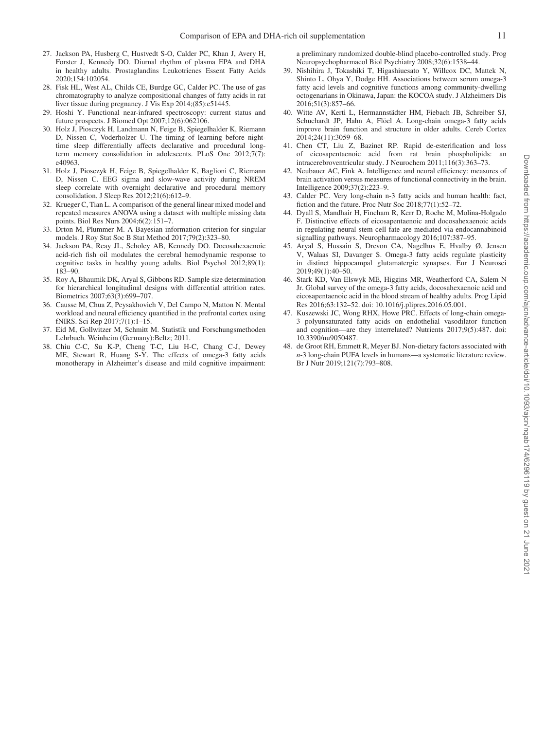27. Jackson PA, Husberg C, Hustvedt S-O, Calder PC, Khan J, Avery H, Forster J, Kennedy DO. Diurnal rhythm of plasma EPA and DHA in healthy adults. Prostaglandins Leukotrienes Essent Fatty Acids 2020;154:102054.
28. Fisk HL, West AL, Childs CE, Burdge GC, Calder PC. The use of gas chromatography to analyze compositional changes of fatty acids in rat liver tissue during pregnancy. J Vis Exp 2014;(85):e51445.
29. Hoshi Y. Functional near-infrared spectroscopy: current status and future prospects. J Biomed Opt 2007;12(6):062106.
30. Holz J, Piosczyk H, Landmann N, Feige B, Spiegelhalder K, Riemann D, Nissen C, Voderholzer U. The timing of learning before night-time sleep differentially affects declarative and procedural long-term memory consolidation in adolescents. PLoS One 2012;7(7): e40963.
31. Holz J, Piosczyk H, Feige B, Spiegelhalder K, Baglioni C, Riemann D, Nissen C. EEG sigma and slow-wave activity during NREM sleep correlate with overnight declarative and procedural memory consolidation. J Sleep Res 2012;21(6):612–9.
32. Krueger C, Tian L. A comparison of the general linear mixed model and repeated measures ANOVA using a dataset with multiple missing data points. Biol Res Nurs 2004;6(2):151–7.
33. Drton M, Plummer M. A Bayesian information criterion for singular models. J Roy Stat Soc B Stat Method 2017;79(2):323–80.
34. Jackson PA, Reay JL, Scholey AB, Kennedy DO. Docosahexaenoic acid-rich fish oil modulates the cerebral hemodynamic response to cognitive tasks in healthy young adults. Biol Psychol 2012;89(1): 183–90.
35. Roy A, Bhaumik DK, Aryal S, Gibbons RD. Sample size determination for hierarchical longitudinal designs with differential attrition rates. Biometrics 2007;63(3):699–707.
36. Causse M, Chua Z, Peysakhovich V, Del Campo N, Matton N. Mental workload and neural efficiency quantified in the prefrontal cortex using fNIRS. Sci Rep 2017;7(1):1–15.
37. Eid M, Gollwitzer M, Schmitt M. Statistik und Forschungsmethoden Lehrbuch. Weinheim (Germany):Beltz; 2011.
38. Chiu C-C, Su K-P, Cheng T-C, Liu H-C, Chang C-J, Dewey ME, Stewart R, Huang S-Y. The effects of omega-3 fatty acids monotherapy in Alzheimer's disease and mild cognitive impairment: a preliminary randomized double-blind placebo-controlled study. Prog Neuropsychopharmacol Biol Psychiatry 2008;32(6):1538–44.
39. Nishihira J, Tokashiki T, Higashiuesato Y, Willcox DC, Mattek N, Shinto L, Ohya Y, Dodge HH. Associations between serum omega-3 fatty acid levels and cognitive functions among community-dwelling octogenarians in Okinawa, Japan: the KOCOA study. J Alzheimers Dis 2016;51(3):857–66.
40. Witte AV, Kerti L, Hermannstädter HM, Fiebach JB, Schreiber SJ, Schuchardt JP, Hahn A, Flöel A. Long-chain omega-3 fatty acids improve brain function and structure in older adults. Cereb Cortex 2014;24(11):3059–68.
41. Chen CT, Liu Z, Bazinet RP. Rapid de-esterification and loss of eicosapentaenoic acid from rat brain phospholipids: an intracerebroventricular study. J Neurochem 2011;116(3):363–73.
42. Neubauer AC, Fink A. Intelligence and neural efficiency: measures of brain activation versus measures of functional connectivity in the brain. Intelligence 2009;37(2):223–9.
43. Calder PC. Very long-chain n-3 fatty acids and human health: fact, fiction and the future. Proc Nutr Soc 2018;77(1):52–72.
44. Dyall S, Mandhair H, Fincham R, Kerr D, Roche M, Molina-Holgado F. Distinctive effects of eicosapentaenoic and docosahexaenoic acids in regulating neural stem cell fate are mediated via endocannabinoid signalling pathways. Neuropharmacology 2016;107:387–95.
45. Aryal S, Hussain S, Drevon CA, Nagelhus E, Hvalby Ø, Jensen V, Walaas SI, Davanger S. Omega-3 fatty acids regulate plasticity in distinct hippocampal glutamatergic synapses. Eur J Neurosci 2019;49(1):40–50.
46. Stark KD, Van Elswyk ME, Higgins MR, Weatherford CA, Salem N Jr. Global survey of the omega-3 fatty acids, docosahexaenoic acid and eicosapentaenoic acid in the blood stream of healthy adults. Prog Lipid Res 2016;63:132–52. doi: 10.1016/j.plipres.2016.05.001.
47. Kuszewski JC, Wong RHX, Howe PRC. Effects of long-chain omega-3 polyunsaturated fatty acids on endothelial vasodilator function and cognition—are they interrelated? Nutrients 2017;9(5):487. doi: 10.3390/nu9050487.
48. de Groot RH, Emmett R, Meyer BJ. Non-dietary factors associated with *n*-3 long-chain PUFA levels in humans—a systematic literature review. Br J Nutr 2019;121(7):793–808.